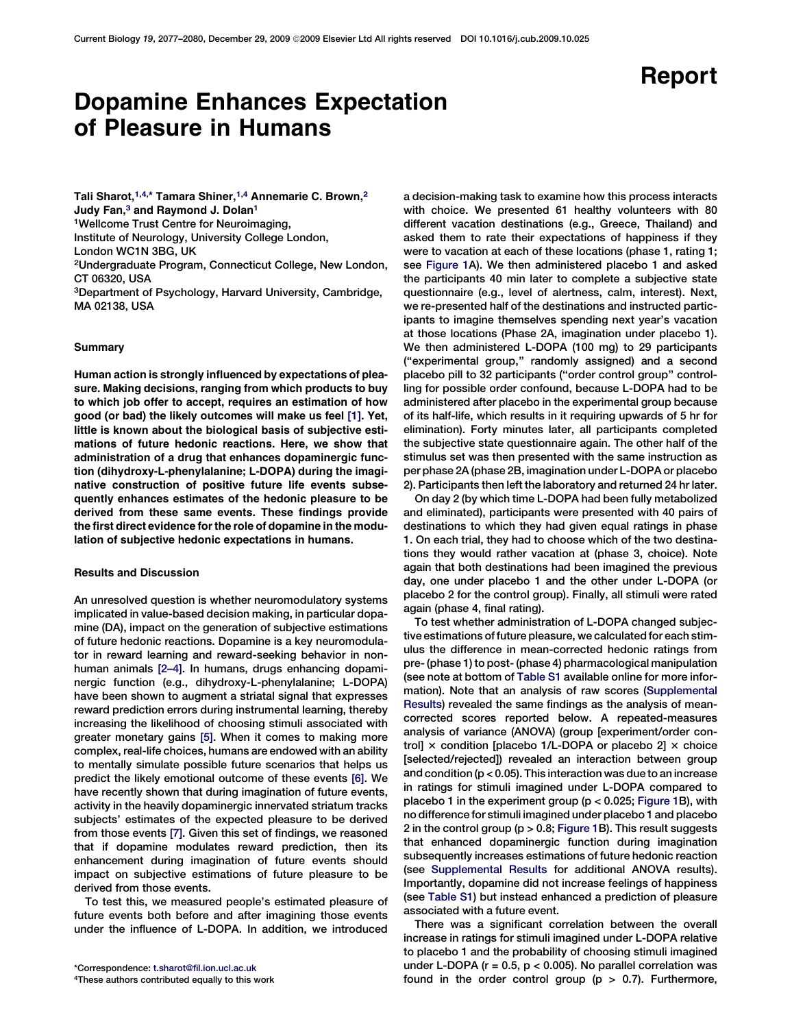Report

# Dopamine Enhances Expectation of Pleasure in Humans

**Tali Sharot,[1,4,*] Tamara Shiner,[1,4] Annemarie C. Brown,[2] Judy Fan,[3] and Raymond J. Dolan[1]**

[1]Wellcome Trust Centre for Neuroimaging, Institute of Neurology, University College London, London WC1N 3BG, UK
[2]Undergraduate Program, Connecticut College, New London, CT 06320, USA
[3]Department of Psychology, Harvard University, Cambridge, MA 02138, USA

## Summary

**Human action is strongly influenced by expectations of pleasure. Making decisions, ranging from which products to buy to which job offer to accept, requires an estimation of how good (or bad) the likely outcomes will make us feel [1]. Yet, little is known about the biological basis of subjective estimations of future hedonic reactions. Here, we show that administration of a drug that enhances dopaminergic function (dihydroxy-L-phenylalanine; L-DOPA) during the imaginative construction of positive future life events subsequently enhances estimates of the hedonic pleasure to be derived from these same events. These findings provide the first direct evidence for the role of dopamine in the modulation of subjective hedonic expectations in humans.**

## Results and Discussion

An unresolved question is whether neuromodulatory systems implicated in value-based decision making, in particular dopamine (DA), impact on the generation of subjective estimations of future hedonic reactions. Dopamine is a key neuromodulator in reward learning and reward-seeking behavior in nonhuman animals [2–4]. In humans, drugs enhancing dopaminergic function (e.g., dihydroxy-L-phenylalanine; L-DOPA) have been shown to augment a striatal signal that expresses reward prediction errors during instrumental learning, thereby increasing the likelihood of choosing stimuli associated with greater monetary gains [5]. When it comes to making more complex, real-life choices, humans are endowed with an ability to mentally simulate possible future scenarios that helps us predict the likely emotional outcome of these events [6]. We have recently shown that during imagination of future events, activity in the heavily dopaminergic innervated striatum tracks subjects' estimates of the expected pleasure to be derived from those events [7]. Given this set of findings, we reasoned that if dopamine modulates reward prediction, then its enhancement during imagination of future events should impact on subjective estimations of future pleasure to be derived from those events.

To test this, we measured people's estimated pleasure of future events both before and after imagining those events under the influence of L-DOPA. In addition, we introduced a decision-making task to examine how this process interacts with choice. We presented 61 healthy volunteers with 80 different vacation destinations (e.g., Greece, Thailand) and asked them to rate their expectations of happiness if they were to vacation at each of these locations (phase 1, rating 1; see Figure 1A). We then administered placebo 1 and asked the participants 40 min later to complete a subjective state questionnaire (e.g., level of alertness, calm, interest). Next, we re-presented half of the destinations and instructed participants to imagine themselves spending next year's vacation at those locations (Phase 2A, imagination under placebo 1). We then administered L-DOPA (100 mg) to 29 participants ("experimental group," randomly assigned) and a second placebo pill to 32 participants ("order control group" controlling for possible order confound, because L-DOPA had to be administered after placebo in the experimental group because of its half-life, which results in it requiring upwards of 5 hr for elimination). Forty minutes later, all participants completed the subjective state questionnaire again. The other half of the stimulus set was then presented with the same instruction as per phase 2A (phase 2B, imagination under L-DOPA or placebo 2). Participants then left the laboratory and returned 24 hr later.

On day 2 (by which time L-DOPA had been fully metabolized and eliminated), participants were presented with 40 pairs of destinations to which they had given equal ratings in phase 1. On each trial, they had to choose which of the two destinations they would rather vacation at (phase 3, choice). Note again that both destinations had been imagined the previous day, one under placebo 1 and the other under L-DOPA (or placebo 2 for the control group). Finally, all stimuli were rated again (phase 4, final rating).

To test whether administration of L-DOPA changed subjective estimations of future pleasure, we calculated for each stimulus the difference in mean-corrected hedonic ratings from pre- (phase 1) to post- (phase 4) pharmacological manipulation (see note at bottom of Table S1 available online for more information). Note that an analysis of raw scores (Supplemental Results) revealed the same findings as the analysis of mean-corrected scores reported below. A repeated-measures analysis of variance (ANOVA) (group [experiment/order control] × condition [placebo 1/L-DOPA or placebo 2] × choice [selected/rejected]) revealed an interaction between group and condition ($p < 0.05$). This interaction was due to an increase in ratings for stimuli imagined under L-DOPA compared to placebo 1 in the experiment group ($p < 0.025$; Figure 1B), with no difference for stimuli imagined under placebo 1 and placebo 2 in the control group ($p > 0.8$; Figure 1B). This result suggests that enhanced dopaminergic function during imagination subsequently increases estimations of future hedonic reaction (see Supplemental Results for additional ANOVA results). Importantly, dopamine did not increase feelings of happiness (see Table S1) but instead enhanced a prediction of pleasure associated with a future event.

There was a significant correlation between the overall increase in ratings for stimuli imagined under L-DOPA relative to placebo 1 and the probability of choosing stimuli imagined under L-DOPA ($r = 0.5$, $p < 0.005$). No parallel correlation was found in the order control group ($p > 0.7$). Furthermore,

*Correspondence: t.sharot@fil.ion.ucl.ac.uk
[4]These authors contributed equally to this work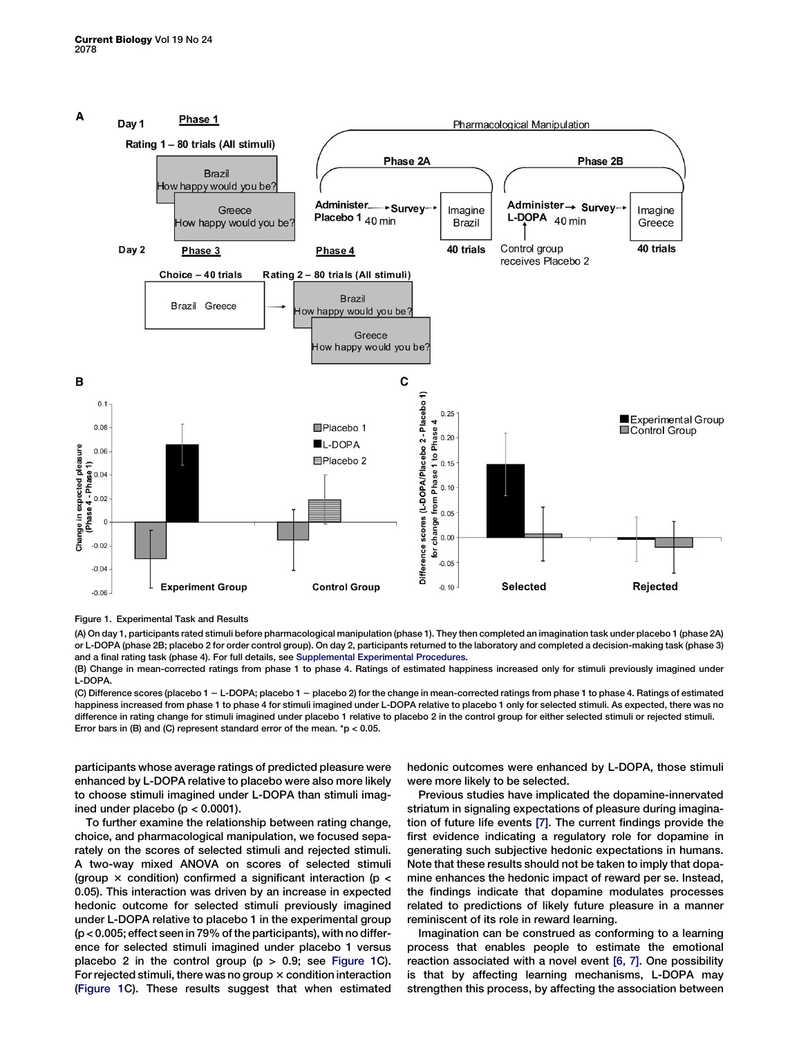Figure 1. Experimental Task and Results

(A) On day 1, participants rated stimuli before pharmacological manipulation (phase 1). They then completed an imagination task under placebo 1 (phase 2A) or L-DOPA (phase 2B; placebo 2 for order control group). On day 2, participants returned to the laboratory and completed a decision-making task (phase 3) and a final rating task (phase 4). For full details, see Supplemental Experimental Procedures.

(B) Change in mean-corrected ratings from phase 1 to phase 4. Ratings of estimated happiness increased only for stimuli previously imagined under L-DOPA.

(C) Difference scores (placebo 1 − L-DOPA; placebo 1 − placebo 2) for the change in mean-corrected ratings from phase 1 to phase 4. Ratings of estimated happiness increased from phase 1 to phase 4 for stimuli imagined under L-DOPA relative to placebo 1 only for selected stimuli. As expected, there was no difference in rating change for stimuli imagined under placebo 1 relative to placebo 2 in the control group for either selected stimuli or rejected stimuli. Error bars in (B) and (C) represent standard error of the mean. *$p < 0.05$.

participants whose average ratings of predicted pleasure were enhanced by L-DOPA relative to placebo were also more likely to choose stimuli imagined under L-DOPA than stimuli imagined under placebo ($p < 0.0001$).

To further examine the relationship between rating change, choice, and pharmacological manipulation, we focused separately on the scores of selected stimuli and rejected stimuli. A two-way mixed ANOVA on scores of selected stimuli (group × condition) confirmed a significant interaction ($p < 0.05$). This interaction was driven by an increase in expected hedonic outcome for selected stimuli previously imagined under L-DOPA relative to placebo 1 in the experimental group ($p < 0.005$; effect seen in 79% of the participants), with no difference for selected stimuli imagined under placebo 1 versus placebo 2 in the control group ($p > 0.9$; see Figure 1C). For rejected stimuli, there was no group × condition interaction (Figure 1C). These results suggest that when estimated hedonic outcomes were enhanced by L-DOPA, those stimuli were more likely to be selected.

Previous studies have implicated the dopamine-innervated striatum in signaling expectations of pleasure during imagination of future life events [7]. The current findings provide the first evidence indicating a regulatory role for dopamine in generating such subjective hedonic expectations in humans. Note that these results should not be taken to imply that dopamine enhances the hedonic impact of reward per se. Instead, the findings indicate that dopamine modulates processes related to predictions of likely future pleasure in a manner reminiscent of its role in reward learning.

Imagination can be construed as conforming to a learning process that enables people to estimate the emotional reaction associated with a novel event [6, 7]. One possibility is that by affecting learning mechanisms, L-DOPA may strengthen this process, by affecting the association between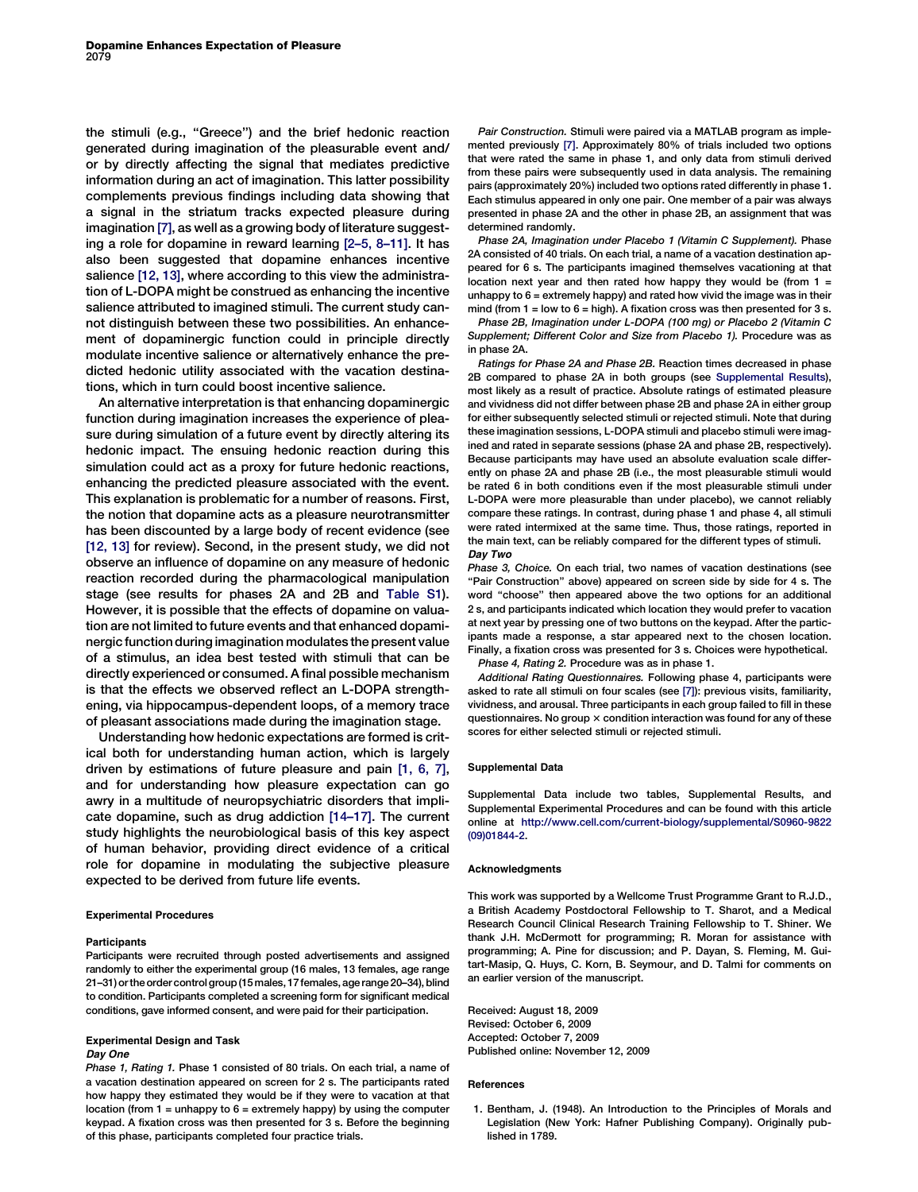the stimuli (e.g., "Greece") and the brief hedonic reaction generated during imagination of the pleasurable event and/or by directly affecting the signal that mediates predictive information during an act of imagination. This latter possibility complements previous findings including data showing that a signal in the striatum tracks expected pleasure during imagination [7], as well as a growing body of literature suggesting a role for dopamine in reward learning [2–5, 8–11]. It has also been suggested that dopamine enhances incentive salience [12, 13], where according to this view the administration of L-DOPA might be construed as enhancing the incentive salience attributed to imagined stimuli. The current study cannot distinguish between these two possibilities. An enhancement of dopaminergic function could in principle directly modulate incentive salience or alternatively enhance the predicted hedonic utility associated with the vacation destinations, which in turn could boost incentive salience.

An alternative interpretation is that enhancing dopaminergic function during imagination increases the experience of pleasure during simulation of a future event by directly altering its hedonic impact. The ensuing hedonic reaction during this simulation could act as a proxy for future hedonic reactions, enhancing the predicted pleasure associated with the event. This explanation is problematic for a number of reasons. First, the notion that dopamine acts as a pleasure neurotransmitter has been discounted by a large body of recent evidence (see [12, 13] for review). Second, in the present study, we did not observe an influence of dopamine on any measure of hedonic reaction recorded during the pharmacological manipulation stage (see results for phases 2A and 2B and Table S1). However, it is possible that the effects of dopamine on valuation are not limited to future events and that enhanced dopaminergic function during imagination modulates the present value of a stimulus, an idea best tested with stimuli that can be directly experienced or consumed. A final possible mechanism is that the effects we observed reflect an L-DOPA strengthening, via hippocampus-dependent loops, of a memory trace of pleasant associations made during the imagination stage.

Understanding how hedonic expectations are formed is critical both for understanding human action, which is largely driven by estimations of future pleasure and pain [1, 6, 7], and for understanding how pleasure expectation can go awry in a multitude of neuropsychiatric disorders that implicate dopamine, such as drug addiction [14–17]. The current study highlights the neurobiological basis of this key aspect of human behavior, providing direct evidence of a critical role for dopamine in modulating the subjective pleasure expected to be derived from future life events.

## Experimental Procedures

### Participants

Participants were recruited through posted advertisements and assigned randomly to either the experimental group (16 males, 13 females, age range 21–31) or the order control group (15 males, 17 females, age range 20–34), blind to condition. Participants completed a screening form for significant medical conditions, gave informed consent, and were paid for their participation.

### Experimental Design and Task

***Day One***

*Phase 1, Rating 1.* Phase 1 consisted of 80 trials. On each trial, a name of a vacation destination appeared on screen for 2 s. The participants rated how happy they estimated they would be if they were to vacation at that location (from 1 = unhappy to 6 = extremely happy) by using the computer keypad. A fixation cross was then presented for 3 s. Before the beginning of this phase, participants completed four practice trials.

*Pair Construction.* Stimuli were paired via a MATLAB program as implemented previously [7]. Approximately 80% of trials included two options that were rated the same in phase 1, and only data from stimuli derived from these pairs were subsequently used in data analysis. The remaining pairs (approximately 20%) included two options rated differently in phase 1. Each stimulus appeared in only one pair. One member of a pair was always presented in phase 2A and the other in phase 2B, an assignment that was determined randomly.

*Phase 2A, Imagination under Placebo 1 (Vitamin C Supplement).* Phase 2A consisted of 40 trials. On each trial, a name of a vacation destination appeared for 6 s. The participants imagined themselves vacationing at that location next year and then rated how happy they would be (from 1 = unhappy to 6 = extremely happy) and rated how vivid the image was in their mind (from 1 = low to 6 = high). A fixation cross was then presented for 3 s.

*Phase 2B, Imagination under L-DOPA (100 mg) or Placebo 2 (Vitamin C Supplement; Different Color and Size from Placebo 1).* Procedure was as in phase 2A.

*Ratings for Phase 2A and Phase 2B.* Reaction times decreased in phase 2B compared to phase 2A in both groups (see Supplemental Results), most likely as a result of practice. Absolute ratings of estimated pleasure and vividness did not differ between phase 2B and phase 2A in either group for either subsequently selected stimuli or rejected stimuli. Note that during these imagination sessions, L-DOPA stimuli and placebo stimuli were imagined and rated in separate sessions (phase 2A and phase 2B, respectively). Because participants may have used an absolute evaluation scale differently on phase 2A and phase 2B (i.e., the most pleasurable stimuli would be rated 6 in both conditions even if the most pleasurable stimuli under L-DOPA were more pleasurable than under placebo), we cannot reliably compare these ratings. In contrast, during phase 1 and phase 4, all stimuli were rated intermixed at the same time. Thus, those ratings, reported in the main text, can be reliably compared for the different types of stimuli.

***Day Two***

*Phase 3, Choice.* On each trial, two names of vacation destinations (see "Pair Construction" above) appeared on screen side by side for 4 s. The word "choose" then appeared above the two options for an additional 2 s, and participants indicated which location they would prefer to vacation at next year by pressing one of two buttons on the keypad. After the participants made a response, a star appeared next to the chosen location. Finally, a fixation cross was presented for 3 s. Choices were hypothetical.

*Phase 4, Rating 2.* Procedure was as in phase 1.

*Additional Rating Questionnaires.* Following phase 4, participants were asked to rate all stimuli on four scales (see [7]): previous visits, familiarity, vividness, and arousal. Three participants in each group failed to fill in these questionnaires. No group × condition interaction was found for any of these scores for either selected stimuli or rejected stimuli.

### Supplemental Data

Supplemental Data include two tables, Supplemental Results, and Supplemental Experimental Procedures and can be found with this article online at http://www.cell.com/current-biology/supplemental/S0960-9822(09)01844-2.

### Acknowledgments

This work was supported by a Wellcome Trust Programme Grant to R.J.D., a British Academy Postdoctoral Fellowship to T. Sharot, and a Medical Research Council Clinical Research Training Fellowship to T. Shiner. We thank J.H. McDermott for programming; R. Moran for assistance with programming; A. Pine for discussion; and P. Dayan, S. Fleming, M. Guitart-Masip, Q. Huys, C. Korn, B. Seymour, and D. Talmi for comments on an earlier version of the manuscript.

Received: August 18, 2009
Revised: October 6, 2009
Accepted: October 7, 2009
Published online: November 12, 2009

### References

1. Bentham, J. (1948). An Introduction to the Principles of Morals and Legislation (New York: Hafner Publishing Company). Originally published in 1789.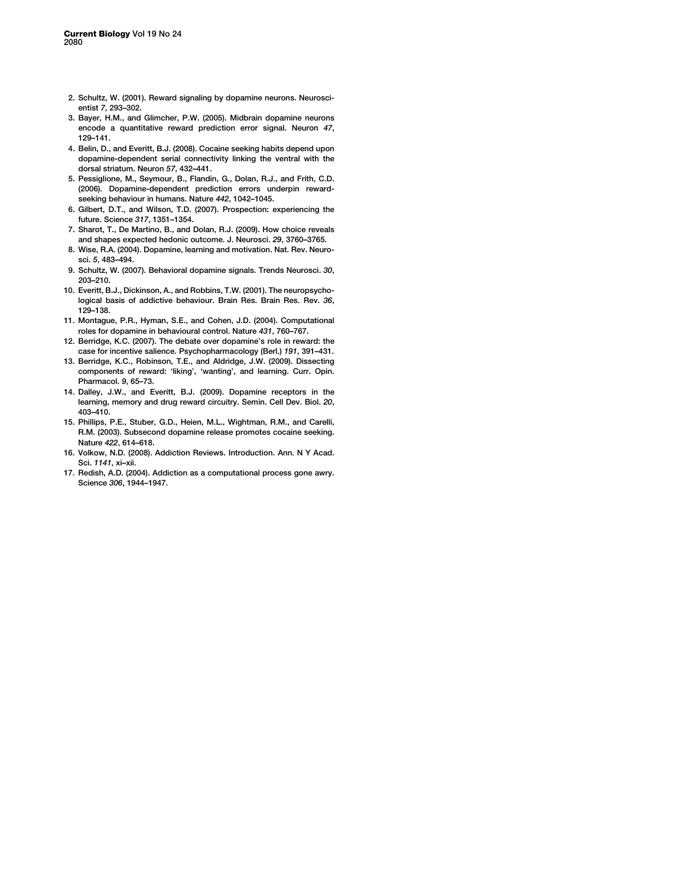2. Schultz, W. (2001). Reward signaling by dopamine neurons. Neuroscientist *7*, 293–302.
3. Bayer, H.M., and Glimcher, P.W. (2005). Midbrain dopamine neurons encode a quantitative reward prediction error signal. Neuron *47*, 129–141.
4. Belin, D., and Everitt, B.J. (2008). Cocaine seeking habits depend upon dopamine-dependent serial connectivity linking the ventral with the dorsal striatum. Neuron *57*, 432–441.
5. Pessiglione, M., Seymour, B., Flandin, G., Dolan, R.J., and Frith, C.D. (2006). Dopamine-dependent prediction errors underpin reward-seeking behaviour in humans. Nature *442*, 1042–1045.
6. Gilbert, D.T., and Wilson, T.D. (2007). Prospection: experiencing the future. Science *317*, 1351–1354.
7. Sharot, T., De Martino, B., and Dolan, R.J. (2009). How choice reveals and shapes expected hedonic outcome. J. Neurosci. *29*, 3760–3765.
8. Wise, R.A. (2004). Dopamine, learning and motivation. Nat. Rev. Neurosci. *5*, 483–494.
9. Schultz, W. (2007). Behavioral dopamine signals. Trends Neurosci. *30*, 203–210.
10. Everitt, B.J., Dickinson, A., and Robbins, T.W. (2001). The neuropsychological basis of addictive behaviour. Brain Res. Brain Res. Rev. *36*, 129–138.
11. Montague, P.R., Hyman, S.E., and Cohen, J.D. (2004). Computational roles for dopamine in behavioural control. Nature *431*, 760–767.
12. Berridge, K.C. (2007). The debate over dopamine's role in reward: the case for incentive salience. Psychopharmacology (Berl.) *191*, 391–431.
13. Berridge, K.C., Robinson, T.E., and Aldridge, J.W. (2009). Dissecting components of reward: 'liking', 'wanting', and learning. Curr. Opin. Pharmacol. *9*, 65–73.
14. Dalley, J.W., and Everitt, B.J. (2009). Dopamine receptors in the learning, memory and drug reward circuitry. Semin. Cell Dev. Biol. *20*, 403–410.
15. Phillips, P.E., Stuber, G.D., Heien, M.L., Wightman, R.M., and Carelli, R.M. (2003). Subsecond dopamine release promotes cocaine seeking. Nature *422*, 614–618.
16. Volkow, N.D. (2008). Addiction Reviews. Introduction. Ann. N Y Acad. Sci. *1141*, xi–xii.
17. Redish, A.D. (2004). Addiction as a computational process gone awry. Science *306*, 1944–1947.